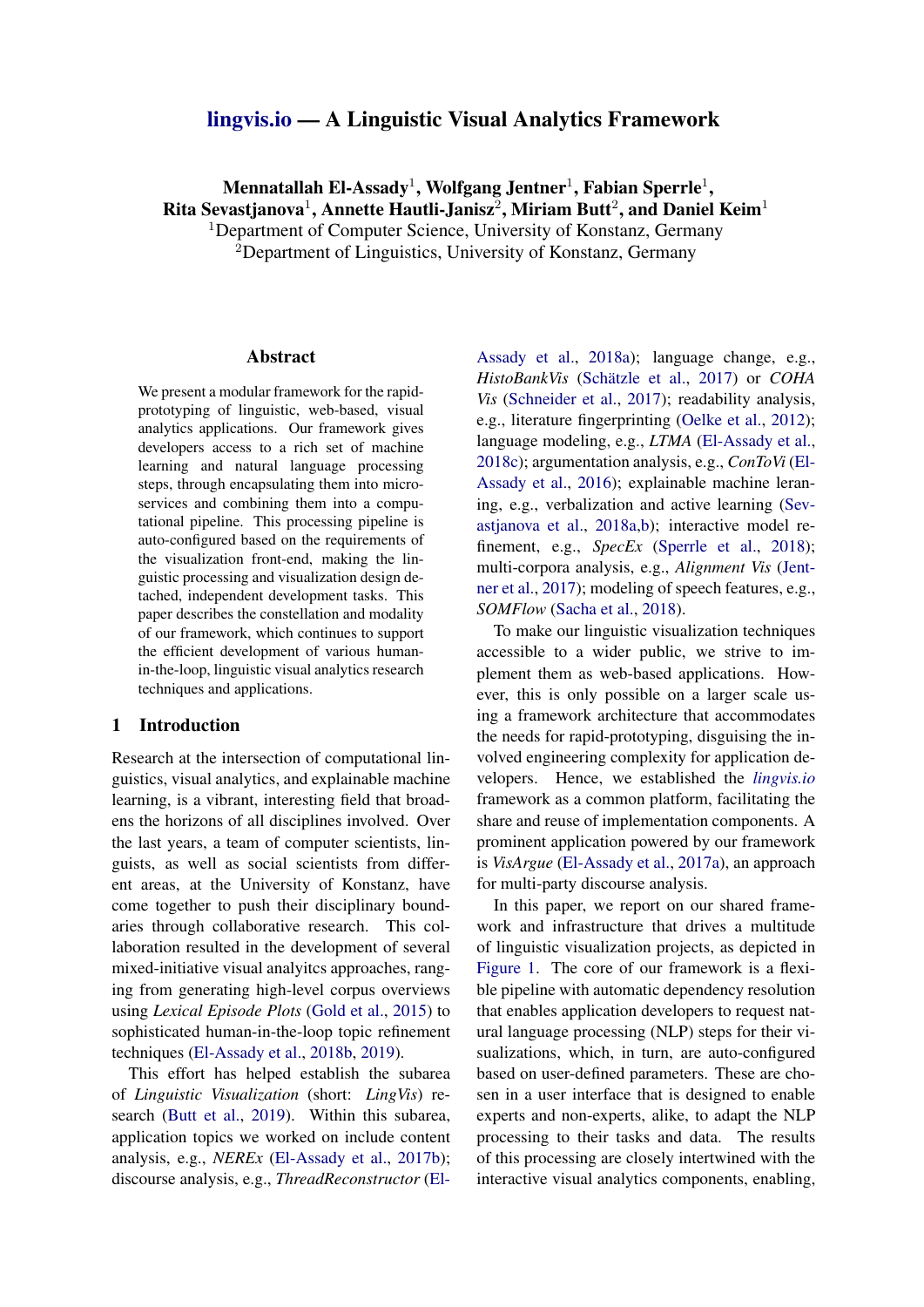# lingvis.io — A Linguistic Visual Analytics Framework

**Mennatallah El-Assady[1], Wolfgang Jentner[1], Fabian Sperrle[1], Rita Sevastjanova[1], Annette Hautli-Janisz[2], Miriam Butt[2], and Daniel Keim[1]**

[1]Department of Computer Science, University of Konstanz, Germany
[2]Department of Linguistics, University of Konstanz, Germany

## Abstract

We present a modular framework for the rapid-prototyping of linguistic, web-based, visual analytics applications. Our framework gives developers access to a rich set of machine learning and natural language processing steps, through encapsulating them into micro-services and combining them into a computational pipeline. This processing pipeline is auto-configured based on the requirements of the visualization front-end, making the linguistic processing and visualization design detached, independent development tasks. This paper describes the constellation and modality of our framework, which continues to support the efficient development of various human-in-the-loop, linguistic visual analytics research techniques and applications.

## 1 Introduction

Research at the intersection of computational linguistics, visual analytics, and explainable machine learning, is a vibrant, interesting field that broadens the horizons of all disciplines involved. Over the last years, a team of computer scientists, linguists, as well as social scientists from different areas, at the University of Konstanz, have come together to push their disciplinary boundaries through collaborative research. This collaboration resulted in the development of several mixed-initiative visual analyitcs approaches, ranging from generating high-level corpus overviews using *Lexical Episode Plots* (Gold et al., 2015) to sophisticated human-in-the-loop topic refinement techniques (El-Assady et al., 2018b, 2019).

This effort has helped establish the subarea of *Linguistic Visualization* (short: *LingVis*) research (Butt et al., 2019). Within this subarea, application topics we worked on include content analysis, e.g., *NERE*x (El-Assady et al., 2017b); discourse analysis, e.g., *ThreadReconstructor* (El-Assady et al., 2018a); language change, e.g., *HistoBankVis* (Schätzle et al., 2017) or *COHA Vis* (Schneider et al., 2017); readability analysis, e.g., literature fingerprinting (Oelke et al., 2012); language modeling, e.g., *LTMA* (El-Assady et al., 2018c); argumentation analysis, e.g., *ConToVi* (El-Assady et al., 2016); explainable machine leraning, e.g., verbalization and active learning (Sevastjanova et al., 2018a,b); interactive model refinement, e.g., *SpecEx* (Sperrle et al., 2018); multi-corpora analysis, e.g., *Alignment Vis* (Jentner et al., 2017); modeling of speech features, e.g., *SOMFlow* (Sacha et al., 2018).

To make our linguistic visualization techniques accessible to a wider public, we strive to implement them as web-based applications. However, this is only possible on a larger scale using a framework architecture that accommodates the needs for rapid-prototyping, disguising the involved engineering complexity for application developers. Hence, we established the *lingvis.io* framework as a common platform, facilitating the share and reuse of implementation components. A prominent application powered by our framework is *VisArgue* (El-Assady et al., 2017a), an approach for multi-party discourse analysis.

In this paper, we report on our shared framework and infrastructure that drives a multitude of linguistic visualization projects, as depicted in Figure 1. The core of our framework is a flexible pipeline with automatic dependency resolution that enables application developers to request natural language processing (NLP) steps for their visualizations, which, in turn, are auto-configured based on user-defined parameters. These are chosen in a user interface that is designed to enable experts and non-experts, alike, to adapt the NLP processing to their tasks and data. The results of this processing are closely intertwined with the interactive visual analytics components, enabling,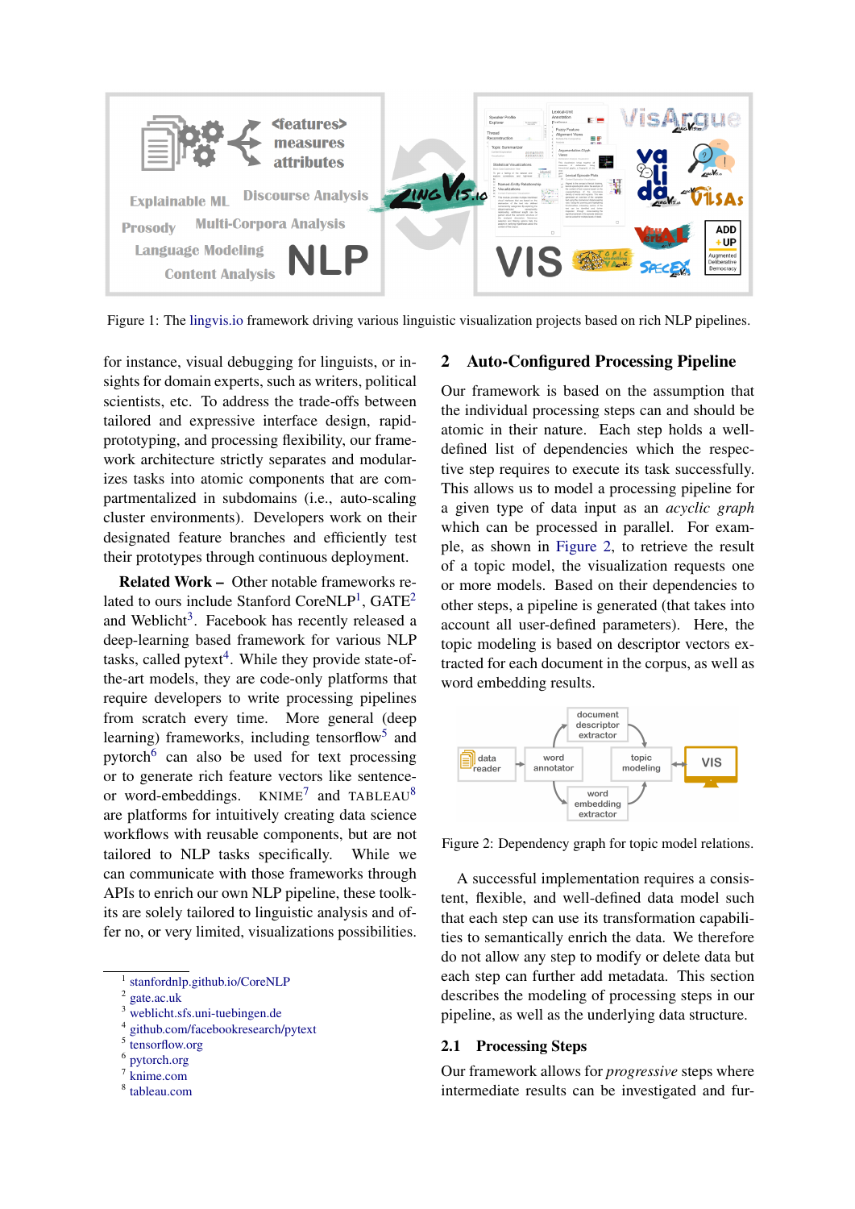Figure 1: The lingvis.io framework driving various linguistic visualization projects based on rich NLP pipelines.

for instance, visual debugging for linguists, or insights for domain experts, such as writers, political scientists, etc. To address the trade-offs between tailored and expressive interface design, rapid-prototyping, and processing flexibility, our framework architecture strictly separates and modularizes tasks into atomic components that are compartmentalized in subdomains (i.e., auto-scaling cluster environments). Developers work on their designated feature branches and efficiently test their prototypes through continuous deployment.

**Related Work –** Other notable frameworks related to ours include Stanford CoreNLP[1], GATE[2] and Weblicht[3]. Facebook has recently released a deep-learning based framework for various NLP tasks, called pytext[4]. While they provide state-of-the-art models, they are code-only platforms that require developers to write processing pipelines from scratch every time. More general (deep learning) frameworks, including tensorflow[5] and pytorch[6] can also be used for text processing or to generate rich feature vectors like sentence- or word-embeddings. KNIME[7] and TABLEAU[8] are platforms for intuitively creating data science workflows with reusable components, but are not tailored to NLP tasks specifically. While we can communicate with those frameworks through APIs to enrich our own NLP pipeline, these toolkits are solely tailored to linguistic analysis and offer no, or very limited, visualizations possibilities.

[1] stanfordnlp.github.io/CoreNLP
[2] gate.ac.uk
[3] weblicht.sfs.uni-tuebingen.de
[4] github.com/facebookresearch/pytext
[5] tensorflow.org
[6] pytorch.org
[7] knime.com
[8] tableau.com

## 2 Auto-Configured Processing Pipeline

Our framework is based on the assumption that the individual processing steps can and should be atomic in their nature. Each step holds a well-defined list of dependencies which the respective step requires to execute its task successfully. This allows us to model a processing pipeline for a given type of data input as an *acyclic graph* which can be processed in parallel. For example, as shown in Figure 2, to retrieve the result of a topic model, the visualization requests one or more models. Based on their dependencies to other steps, a pipeline is generated (that takes into account all user-defined parameters). Here, the topic modeling is based on descriptor vectors extracted for each document in the corpus, as well as word embedding results.

Figure 2: Dependency graph for topic model relations.

A successful implementation requires a consistent, flexible, and well-defined data model such that each step can use its transformation capabilities to semantically enrich the data. We therefore do not allow any step to modify or delete data but each step can further add metadata. This section describes the modeling of processing steps in our pipeline, as well as the underlying data structure.

### 2.1 Processing Steps

Our framework allows for *progressive* steps where intermediate results can be investigated and fur-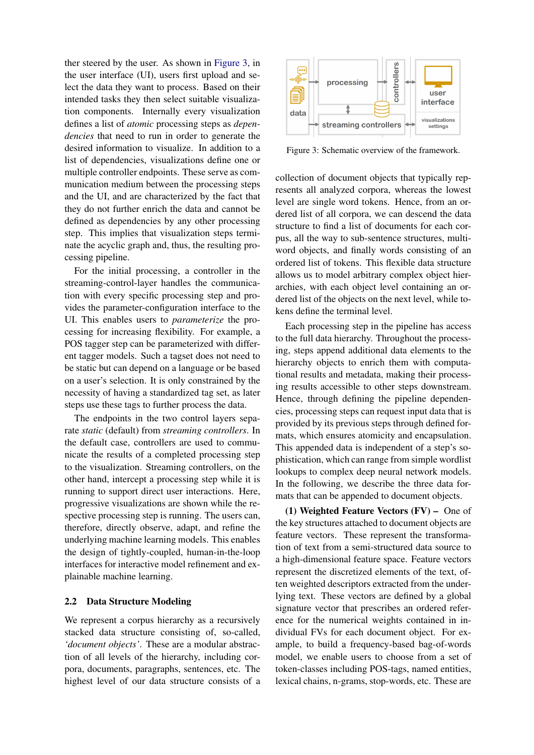ther steered by the user. As shown in Figure 3, in the user interface (UI), users first upload and select the data they want to process. Based on their intended tasks they then select suitable visualization components. Internally every visualization defines a list of *atomic* processing steps as *dependencies* that need to run in order to generate the desired information to visualize. In addition to a list of dependencies, visualizations define one or multiple controller endpoints. These serve as communication medium between the processing steps and the UI, and are characterized by the fact that they do not further enrich the data and cannot be defined as dependencies by any other processing step. This implies that visualization steps terminate the acyclic graph and, thus, the resulting processing pipeline.

For the initial processing, a controller in the streaming-control-layer handles the communication with every specific processing step and provides the parameter-configuration interface to the UI. This enables users to *parameterize* the processing for increasing flexibility. For example, a POS tagger step can be parameterized with different tagger models. Such a tagset does not need to be static but can depend on a language or be based on a user's selection. It is only constrained by the necessity of having a standardized tag set, as later steps use these tags to further process the data.

The endpoints in the two control layers separate *static* (default) from *streaming controllers*. In the default case, controllers are used to communicate the results of a completed processing step to the visualization. Streaming controllers, on the other hand, intercept a processing step while it is running to support direct user interactions. Here, progressive visualizations are shown while the respective processing step is running. The users can, therefore, directly observe, adapt, and refine the underlying machine learning models. This enables the design of tightly-coupled, human-in-the-loop interfaces for interactive model refinement and explainable machine learning.

## 2.2 Data Structure Modeling

We represent a corpus hierarchy as a recursively stacked data structure consisting of, so-called, *'document objects'*. These are a modular abstraction of all levels of the hierarchy, including corpora, documents, paragraphs, sentences, etc. The highest level of our data structure consists of a collection of document objects that typically represents all analyzed corpora, whereas the lowest level are single word tokens. Hence, from an ordered list of all corpora, we can descend the data structure to find a list of documents for each corpus, all the way to sub-sentence structures, multi-word objects, and finally words consisting of an ordered list of tokens. This flexible data structure allows us to model arbitrary complex object hierarchies, with each object level containing an ordered list of the objects on the next level, while tokens define the terminal level.

Figure 3: Schematic overview of the framework.

Each processing step in the pipeline has access to the full data hierarchy. Throughout the processing, steps append additional data elements to the hierarchy objects to enrich them with computational results and metadata, making their processing results accessible to other steps downstream. Hence, through defining the pipeline dependencies, processing steps can request input data that is provided by its previous steps through defined formats, which ensures atomicity and encapsulation. This appended data is independent of a step's sophistication, which can range from simple wordlist lookups to complex deep neural network models. In the following, we describe the three data formats that can be appended to document objects.

**(1) Weighted Feature Vectors (FV) –** One of the key structures attached to document objects are feature vectors. These represent the transformation of text from a semi-structured data source to a high-dimensional feature space. Feature vectors represent the discretized elements of the text, often weighted descriptors extracted from the underlying text. These vectors are defined by a global signature vector that prescribes an ordered reference for the numerical weights contained in individual FVs for each document object. For example, to build a frequency-based bag-of-words model, we enable users to choose from a set of token-classes including POS-tags, named entities, lexical chains, n-grams, stop-words, etc. These are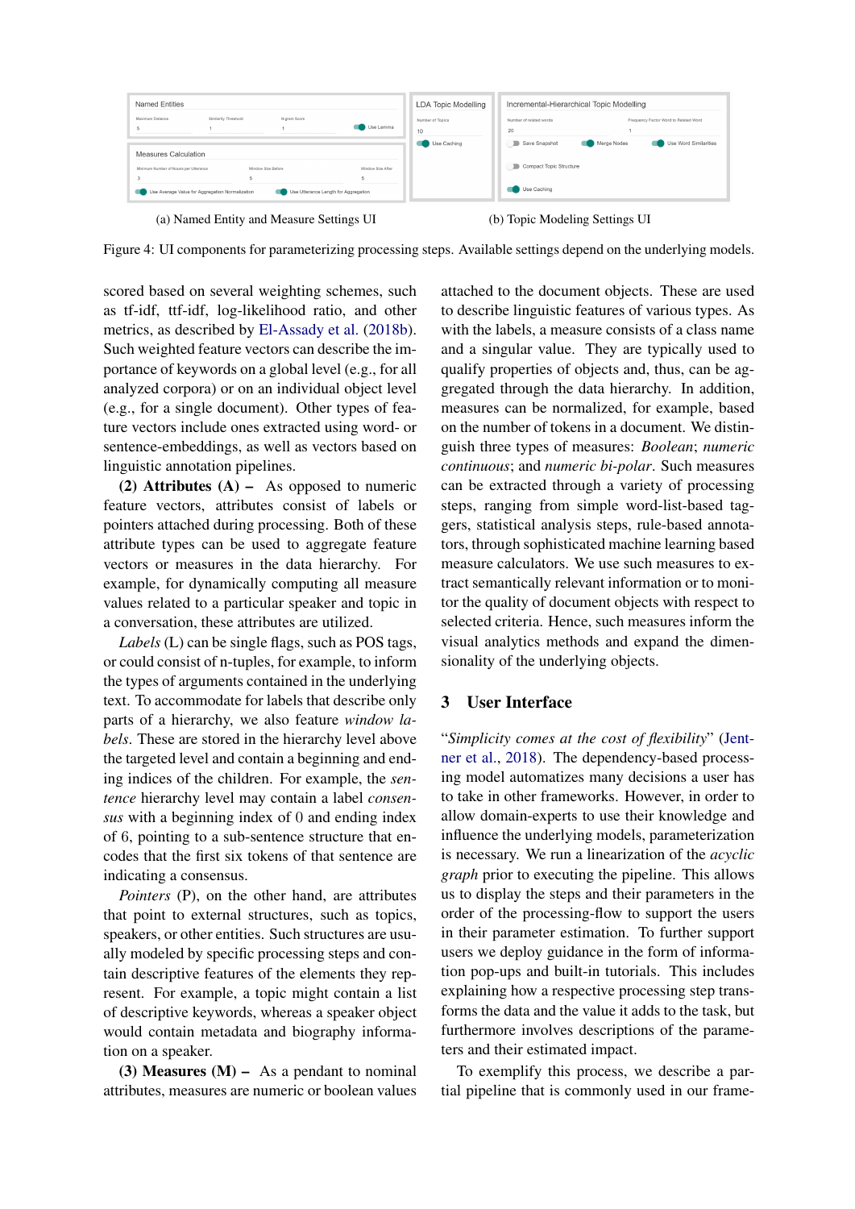(a) Named Entity and Measure Settings UI

(b) Topic Modeling Settings UI

Figure 4: UI components for parameterizing processing steps. Available settings depend on the underlying models.

scored based on several weighting schemes, such as tf-idf, ttf-idf, log-likelihood ratio, and other metrics, as described by El-Assady et al. (2018b). Such weighted feature vectors can describe the importance of keywords on a global level (e.g., for all analyzed corpora) or on an individual object level (e.g., for a single document). Other types of feature vectors include ones extracted using word- or sentence-embeddings, as well as vectors based on linguistic annotation pipelines.

**(2) Attributes (A) –** As opposed to numeric feature vectors, attributes consist of labels or pointers attached during processing. Both of these attribute types can be used to aggregate feature vectors or measures in the data hierarchy. For example, for dynamically computing all measure values related to a particular speaker and topic in a conversation, these attributes are utilized.

*Labels* (L) can be single flags, such as POS tags, or could consist of n-tuples, for example, to inform the types of arguments contained in the underlying text. To accommodate for labels that describe only parts of a hierarchy, we also feature *window labels*. These are stored in the hierarchy level above the targeted level and contain a beginning and ending indices of the children. For example, the *sentence* hierarchy level may contain a label *consensus* with a beginning index of 0 and ending index of 6, pointing to a sub-sentence structure that encodes that the first six tokens of that sentence are indicating a consensus.

*Pointers* (P), on the other hand, are attributes that point to external structures, such as topics, speakers, or other entities. Such structures are usually modeled by specific processing steps and contain descriptive features of the elements they represent. For example, a topic might contain a list of descriptive keywords, whereas a speaker object would contain metadata and biography information on a speaker.

**(3) Measures (M) –** As a pendant to nominal attributes, measures are numeric or boolean values attached to the document objects. These are used to describe linguistic features of various types. As with the labels, a measure consists of a class name and a singular value. They are typically used to qualify properties of objects and, thus, can be aggregated through the data hierarchy. In addition, measures can be normalized, for example, based on the number of tokens in a document. We distinguish three types of measures: *Boolean*; *numeric continuous*; and *numeric bi-polar*. Such measures can be extracted through a variety of processing steps, ranging from simple word-list-based taggers, statistical analysis steps, rule-based annotators, through sophisticated machine learning based measure calculators. We use such measures to extract semantically relevant information or to monitor the quality of document objects with respect to selected criteria. Hence, such measures inform the visual analytics methods and expand the dimensionality of the underlying objects.

## 3 User Interface

"*Simplicity comes at the cost of flexibility*" (Jentner et al., 2018). The dependency-based processing model automatizes many decisions a user has to take in other frameworks. However, in order to allow domain-experts to use their knowledge and influence the underlying models, parameterization is necessary. We run a linearization of the *acyclic graph* prior to executing the pipeline. This allows us to display the steps and their parameters in the order of the processing-flow to support the users in their parameter estimation. To further support users we deploy guidance in the form of information pop-ups and built-in tutorials. This includes explaining how a respective processing step transforms the data and the value it adds to the task, but furthermore involves descriptions of the parameters and their estimated impact.

To exemplify this process, we describe a partial pipeline that is commonly used in our frame-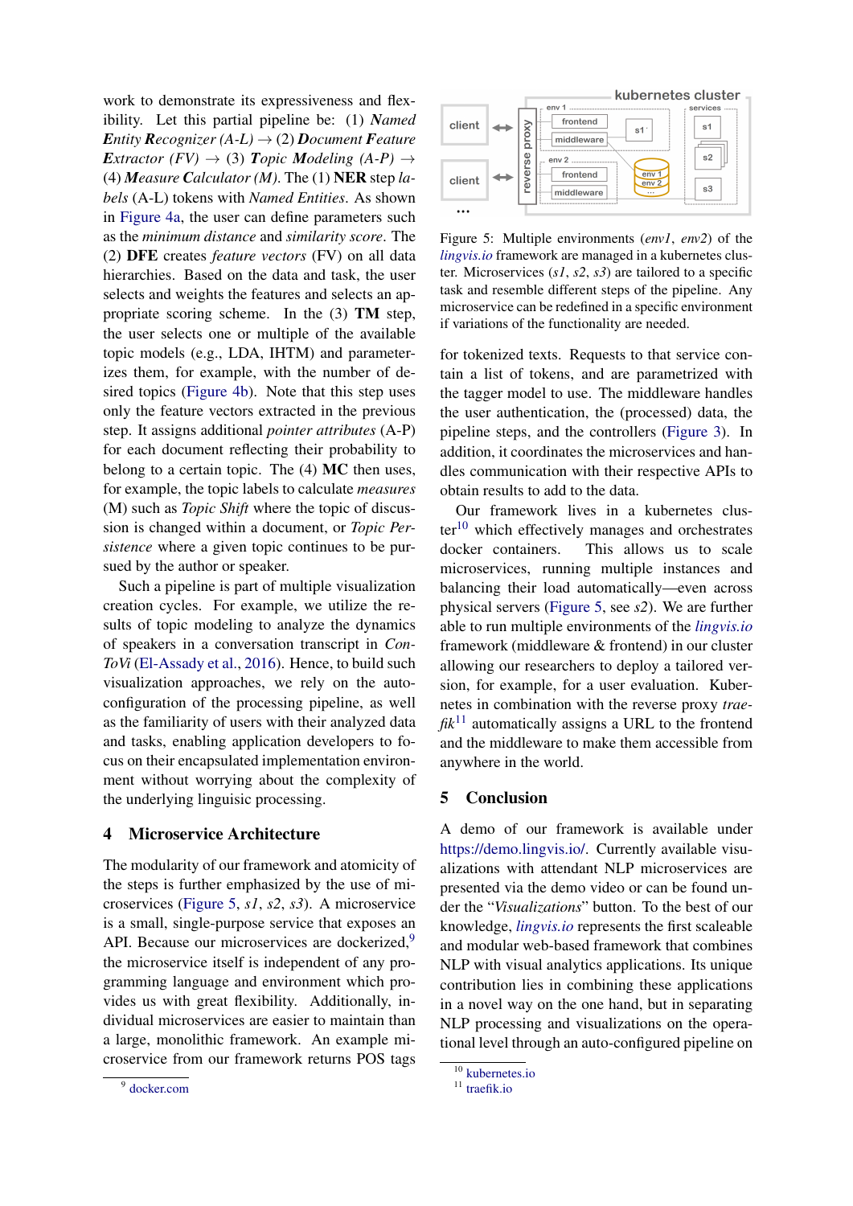work to demonstrate its expressiveness and flexibility. Let this partial pipeline be: (1) *Named **E**ntity **R**ecognizer (A-L)* → (2) ***D**ocument **F**eature **E**xtractor (FV)* → (3) ***T**opic **M**odeling (A-P)* → (4) ***M**easure **C**alculator (M)*. The (1) **NER** step *labels* (A-L) tokens with *Named Entities*. As shown in Figure 4a, the user can define parameters such as the *minimum distance* and *similarity score*. The (2) **DFE** creates *feature vectors* (FV) on all data hierarchies. Based on the data and task, the user selects and weights the features and selects an appropriate scoring scheme. In the (3) **TM** step, the user selects one or multiple of the available topic models (e.g., LDA, IHTM) and parameterizes them, for example, with the number of desired topics (Figure 4b). Note that this step uses only the feature vectors extracted in the previous step. It assigns additional *pointer attributes* (A-P) for each document reflecting their probability to belong to a certain topic. The (4) **MC** then uses, for example, the topic labels to calculate *measures* (M) such as *Topic Shift* where the topic of discussion is changed within a document, or *Topic Persistence* where a given topic continues to be pursued by the author or speaker.

Such a pipeline is part of multiple visualization creation cycles. For example, we utilize the results of topic modeling to analyze the dynamics of speakers in a conversation transcript in *ConToVi* (El-Assady et al., 2016). Hence, to build such visualization approaches, we rely on the auto-configuration of the processing pipeline, as well as the familiarity of users with their analyzed data and tasks, enabling application developers to focus on their encapsulated implementation environment without worrying about the complexity of the underlying linguisic processing.

## 4 Microservice Architecture

The modularity of our framework and atomicity of the steps is further emphasized by the use of microservices (Figure 5, *s1*, *s2*, *s3*). A microservice is a small, single-purpose service that exposes an API. Because our microservices are dockerized,[9] the microservice itself is independent of any programming language and environment which provides us with great flexibility. Additionally, individual microservices are easier to maintain than a large, monolithic framework. An example microservice from our framework returns POS tags for tokenized texts. Requests to that service contain a list of tokens, and are parametrized with the tagger model to use. The middleware handles the user authentication, the (processed) data, the pipeline steps, and the controllers (Figure 3). In addition, it coordinates the microservices and handles communication with their respective APIs to obtain results to add to the data.

Figure 5: Multiple environments (*env1*, *env2*) of the *lingvis.io* framework are managed in a kubernetes cluster. Microservices (*s1*, *s2*, *s3*) are tailored to a specific task and resemble different steps of the pipeline. Any microservice can be redefined in a specific environment if variations of the functionality are needed.

Our framework lives in a kubernetes cluster[10] which effectively manages and orchestrates docker containers. This allows us to scale microservices, running multiple instances and balancing their load automatically—even across physical servers (Figure 5, see *s2*). We are further able to run multiple environments of the *lingvis.io* framework (middleware & frontend) in our cluster allowing our researchers to deploy a tailored version, for example, for a user evaluation. Kubernetes in combination with the reverse proxy *traefik*[11] automatically assigns a URL to the frontend and the middleware to make them accessible from anywhere in the world.

## 5 Conclusion

A demo of our framework is available under https://demo.lingvis.io/. Currently available visualizations with attendant NLP microservices are presented via the demo video or can be found under the "*Visualizations*" button. To the best of our knowledge, *lingvis.io* represents the first scaleable and modular web-based framework that combines NLP with visual analytics applications. Its unique contribution lies in combining these applications in a novel way on the one hand, but in separating NLP processing and visualizations on the operational level through an auto-configured pipeline on

[9] docker.com

[10] kubernetes.io

[11] traefik.io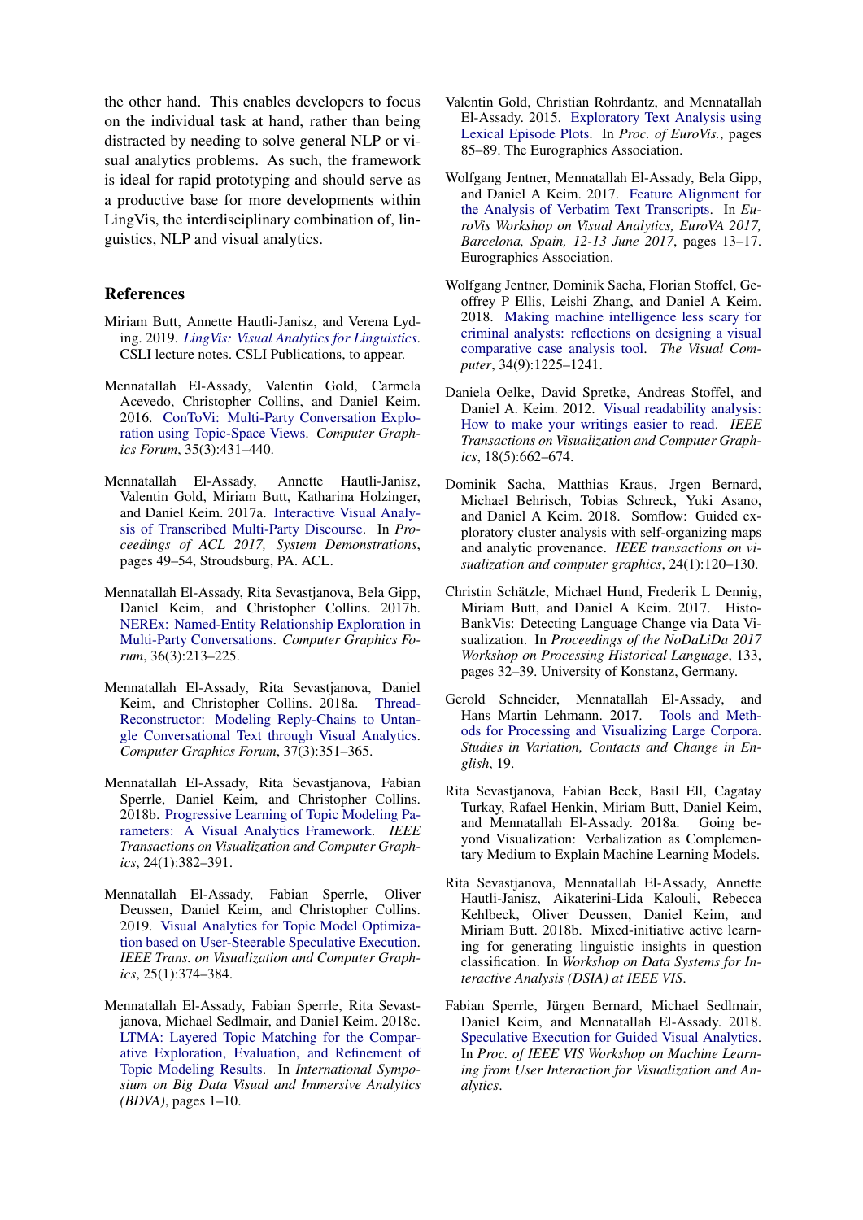the other hand. This enables developers to focus on the individual task at hand, rather than being distracted by needing to solve general NLP or visual analytics problems. As such, the framework is ideal for rapid prototyping and should serve as a productive base for more developments within LingVis, the interdisciplinary combination of, linguistics, NLP and visual analytics.

## References

Miriam Butt, Annette Hautli-Janisz, and Verena Lyding. 2019. *LingVis: Visual Analytics for Linguistics*. CSLI lecture notes. CSLI Publications, to appear.

Mennatallah El-Assady, Valentin Gold, Carmela Acevedo, Christopher Collins, and Daniel Keim. 2016. ConToVi: Multi-Party Conversation Exploration using Topic-Space Views. *Computer Graphics Forum*, 35(3):431–440.

Mennatallah El-Assady, Annette Hautli-Janisz, Valentin Gold, Miriam Butt, Katharina Holzinger, and Daniel Keim. 2017a. Interactive Visual Analysis of Transcribed Multi-Party Discourse. In *Proceedings of ACL 2017, System Demonstrations*, pages 49–54, Stroudsburg, PA. ACL.

Mennatallah El-Assady, Rita Sevastjanova, Bela Gipp, Daniel Keim, and Christopher Collins. 2017b. NEREx: Named-Entity Relationship Exploration in Multi-Party Conversations. *Computer Graphics Forum*, 36(3):213–225.

Mennatallah El-Assady, Rita Sevastjanova, Daniel Keim, and Christopher Collins. 2018a. Thread-Reconstructor: Modeling Reply-Chains to Untangle Conversational Text through Visual Analytics. *Computer Graphics Forum*, 37(3):351–365.

Mennatallah El-Assady, Rita Sevastjanova, Fabian Sperrle, Daniel Keim, and Christopher Collins. 2018b. Progressive Learning of Topic Modeling Parameters: A Visual Analytics Framework. *IEEE Transactions on Visualization and Computer Graphics*, 24(1):382–391.

Mennatallah El-Assady, Fabian Sperrle, Oliver Deussen, Daniel Keim, and Christopher Collins. 2019. Visual Analytics for Topic Model Optimization based on User-Steerable Speculative Execution. *IEEE Trans. on Visualization and Computer Graphics*, 25(1):374–384.

Mennatallah El-Assady, Fabian Sperrle, Rita Sevastjanova, Michael Sedlmair, and Daniel Keim. 2018c. LTMA: Layered Topic Matching for the Comparative Exploration, Evaluation, and Refinement of Topic Modeling Results. In *International Symposium on Big Data Visual and Immersive Analytics (BDVA)*, pages 1–10.

Valentin Gold, Christian Rohrdantz, and Mennatallah El-Assady. 2015. Exploratory Text Analysis using Lexical Episode Plots. In *Proc. of EuroVis.*, pages 85–89. The Eurographics Association.

Wolfgang Jentner, Mennatallah El-Assady, Bela Gipp, and Daniel A Keim. 2017. Feature Alignment for the Analysis of Verbatim Text Transcripts. In *EuroVis Workshop on Visual Analytics, EuroVA 2017, Barcelona, Spain, 12-13 June 2017*, pages 13–17. Eurographics Association.

Wolfgang Jentner, Dominik Sacha, Florian Stoffel, Geoffrey P Ellis, Leishi Zhang, and Daniel A Keim. 2018. Making machine intelligence less scary for criminal analysts: reflections on designing a visual comparative case analysis tool. *The Visual Computer*, 34(9):1225–1241.

Daniela Oelke, David Spretke, Andreas Stoffel, and Daniel A. Keim. 2012. Visual readability analysis: How to make your writings easier to read. *IEEE Transactions on Visualization and Computer Graphics*, 18(5):662–674.

Dominik Sacha, Matthias Kraus, Jrgen Bernard, Michael Behrisch, Tobias Schreck, Yuki Asano, and Daniel A Keim. 2018. Somflow: Guided exploratory cluster analysis with self-organizing maps and analytic provenance. *IEEE transactions on visualization and computer graphics*, 24(1):120–130.

Christin Schätzle, Michael Hund, Frederik L Dennig, Miriam Butt, and Daniel A Keim. 2017. HistoBankVis: Detecting Language Change via Data Visualization. In *Proceedings of the NoDaLiDa 2017 Workshop on Processing Historical Language*, 133, pages 32–39. University of Konstanz, Germany.

Gerold Schneider, Mennatallah El-Assady, and Hans Martin Lehmann. 2017. Tools and Methods for Processing and Visualizing Large Corpora. *Studies in Variation, Contacts and Change in English*, 19.

Rita Sevastjanova, Fabian Beck, Basil Ell, Cagatay Turkay, Rafael Henkin, Miriam Butt, Daniel Keim, and Mennatallah El-Assady. 2018a. Going beyond Visualization: Verbalization as Complementary Medium to Explain Machine Learning Models.

Rita Sevastjanova, Mennatallah El-Assady, Annette Hautli-Janisz, Aikaterini-Lida Kalouli, Rebecca Kehlbeck, Oliver Deussen, Daniel Keim, and Miriam Butt. 2018b. Mixed-initiative active learning for generating linguistic insights in question classification. In *Workshop on Data Systems for Interactive Analysis (DSIA) at IEEE VIS*.

Fabian Sperrle, Jürgen Bernard, Michael Sedlmair, Daniel Keim, and Mennatallah El-Assady. 2018. Speculative Execution for Guided Visual Analytics. In *Proc. of IEEE VIS Workshop on Machine Learning from User Interaction for Visualization and Analytics*.